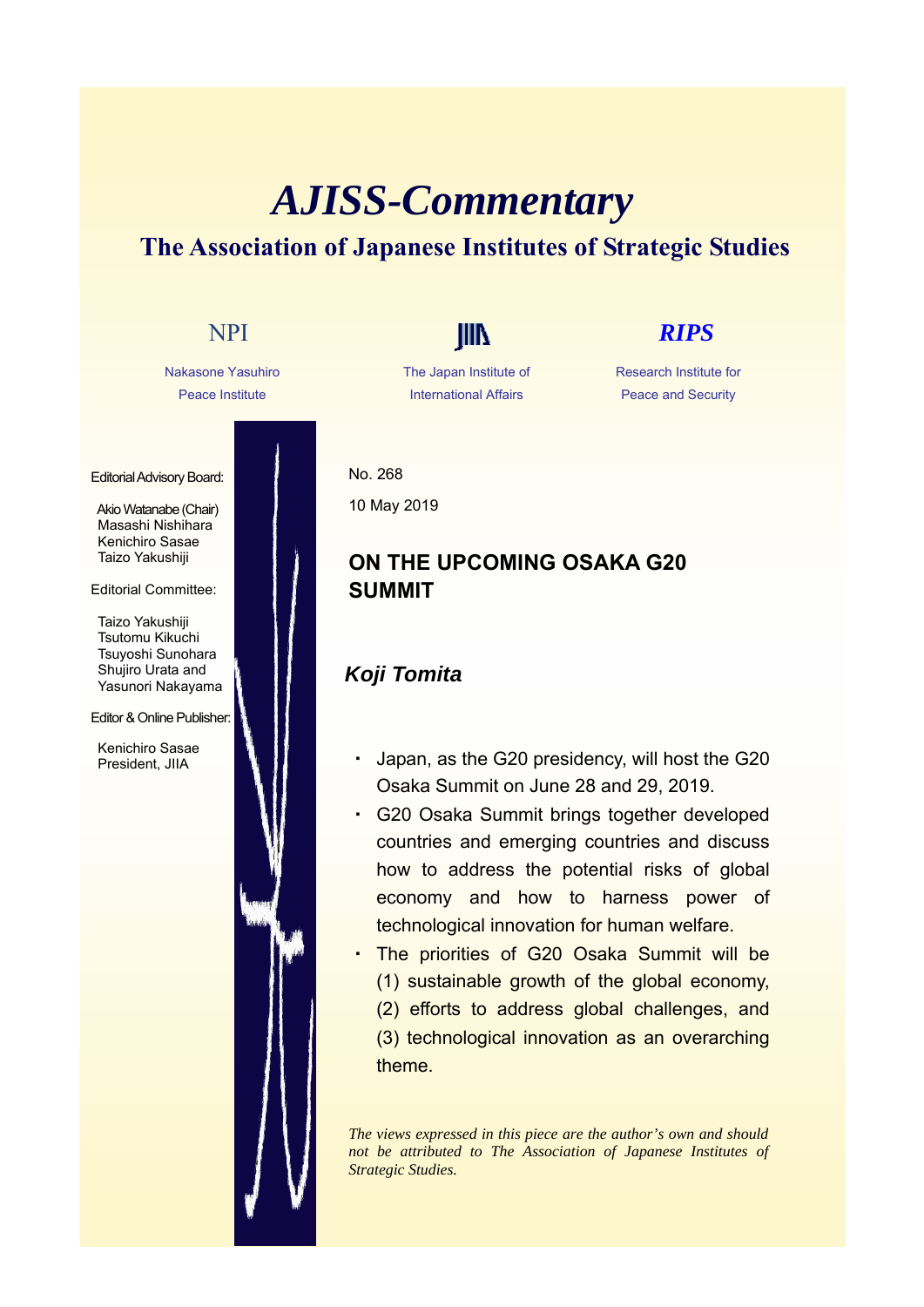# *AJISS-Commentary*

## The Association of Japanese Institutes of Strategic Studies

NPI

Nakasone Yasuhiro Peace Institute

JIIA

The Japan Institute of International Affairs

*RIPS*

Research Institute for Peace and Security

Editorial Advisory Board:

Akio Watanabe (Chair)
Masashi Nishihara
Kenichiro Sasae
Taizo Yakushiji

Editorial Committee:

Taizo Yakushiji
Tsutomu Kikuchi
Tsuyoshi Sunohara
Shujiro Urata and
Yasunori Nakayama

Editor & Online Publisher:

Kenichiro Sasae
President, JIIA

No. 268

10 May 2019

## ON THE UPCOMING OSAKA G20 SUMMIT

***Koji Tomita***

- Japan, as the G20 presidency, will host the G20 Osaka Summit on June 28 and 29, 2019.
- G20 Osaka Summit brings together developed countries and emerging countries and discuss how to address the potential risks of global economy and how to harness power of technological innovation for human welfare.
- The priorities of G20 Osaka Summit will be (1) sustainable growth of the global economy, (2) efforts to address global challenges, and (3) technological innovation as an overarching theme.

*The views expressed in this piece are the author's own and should not be attributed to The Association of Japanese Institutes of Strategic Studies.*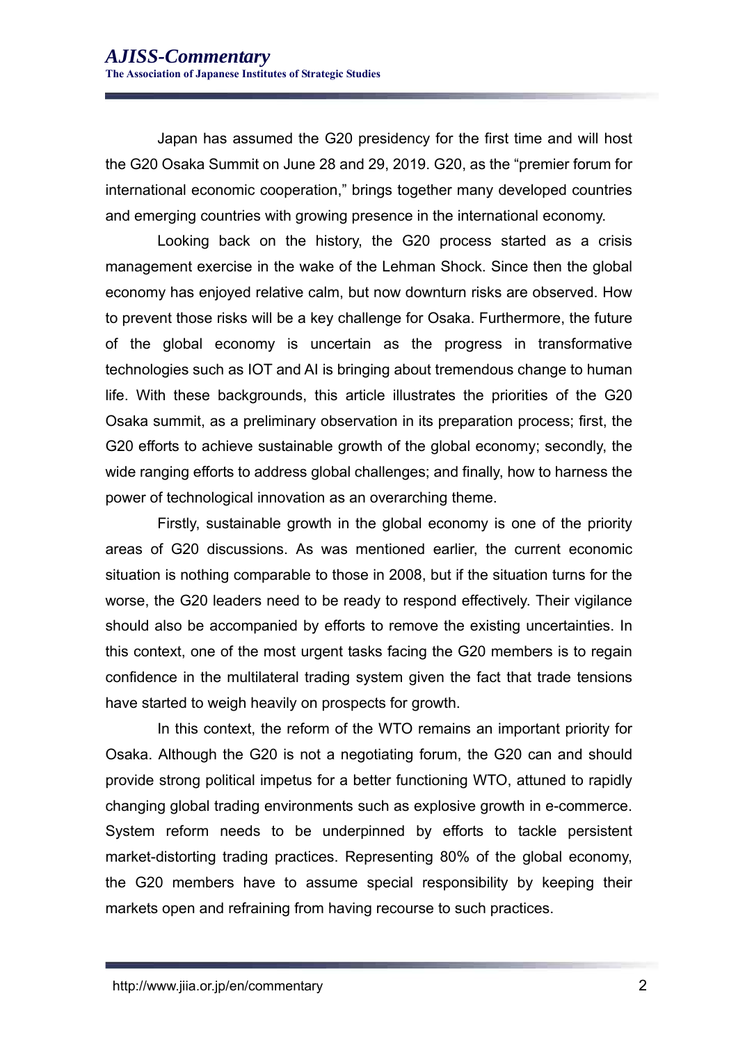Japan has assumed the G20 presidency for the first time and will host the G20 Osaka Summit on June 28 and 29, 2019. G20, as the "premier forum for international economic cooperation," brings together many developed countries and emerging countries with growing presence in the international economy.

Looking back on the history, the G20 process started as a crisis management exercise in the wake of the Lehman Shock. Since then the global economy has enjoyed relative calm, but now downturn risks are observed. How to prevent those risks will be a key challenge for Osaka. Furthermore, the future of the global economy is uncertain as the progress in transformative technologies such as IOT and AI is bringing about tremendous change to human life. With these backgrounds, this article illustrates the priorities of the G20 Osaka summit, as a preliminary observation in its preparation process; first, the G20 efforts to achieve sustainable growth of the global economy; secondly, the wide ranging efforts to address global challenges; and finally, how to harness the power of technological innovation as an overarching theme.

Firstly, sustainable growth in the global economy is one of the priority areas of G20 discussions. As was mentioned earlier, the current economic situation is nothing comparable to those in 2008, but if the situation turns for the worse, the G20 leaders need to be ready to respond effectively. Their vigilance should also be accompanied by efforts to remove the existing uncertainties. In this context, one of the most urgent tasks facing the G20 members is to regain confidence in the multilateral trading system given the fact that trade tensions have started to weigh heavily on prospects for growth.

In this context, the reform of the WTO remains an important priority for Osaka. Although the G20 is not a negotiating forum, the G20 can and should provide strong political impetus for a better functioning WTO, attuned to rapidly changing global trading environments such as explosive growth in e-commerce. System reform needs to be underpinned by efforts to tackle persistent market-distorting trading practices. Representing 80% of the global economy, the G20 members have to assume special responsibility by keeping their markets open and refraining from having recourse to such practices.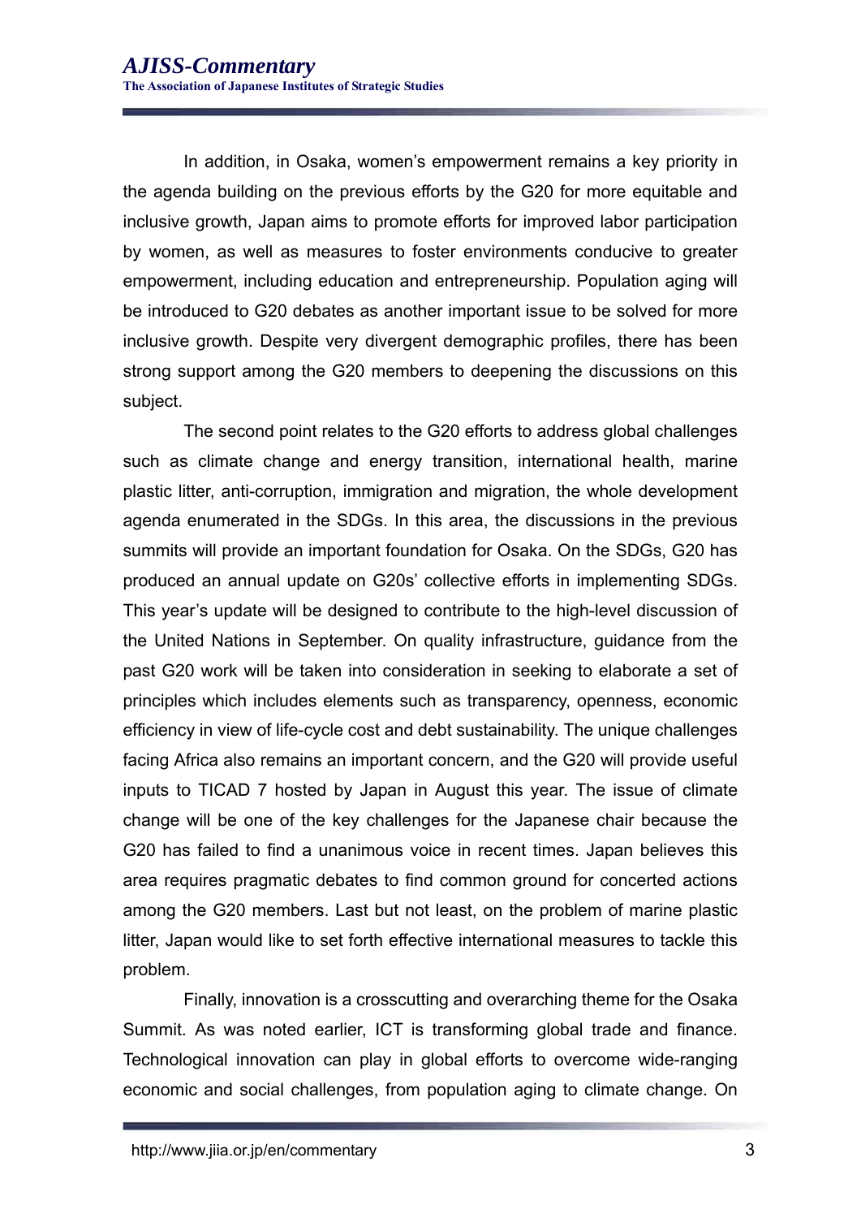In addition, in Osaka, women's empowerment remains a key priority in the agenda building on the previous efforts by the G20 for more equitable and inclusive growth, Japan aims to promote efforts for improved labor participation by women, as well as measures to foster environments conducive to greater empowerment, including education and entrepreneurship. Population aging will be introduced to G20 debates as another important issue to be solved for more inclusive growth. Despite very divergent demographic profiles, there has been strong support among the G20 members to deepening the discussions on this subject.

The second point relates to the G20 efforts to address global challenges such as climate change and energy transition, international health, marine plastic litter, anti-corruption, immigration and migration, the whole development agenda enumerated in the SDGs. In this area, the discussions in the previous summits will provide an important foundation for Osaka. On the SDGs, G20 has produced an annual update on G20s' collective efforts in implementing SDGs. This year's update will be designed to contribute to the high-level discussion of the United Nations in September. On quality infrastructure, guidance from the past G20 work will be taken into consideration in seeking to elaborate a set of principles which includes elements such as transparency, openness, economic efficiency in view of life-cycle cost and debt sustainability. The unique challenges facing Africa also remains an important concern, and the G20 will provide useful inputs to TICAD 7 hosted by Japan in August this year. The issue of climate change will be one of the key challenges for the Japanese chair because the G20 has failed to find a unanimous voice in recent times. Japan believes this area requires pragmatic debates to find common ground for concerted actions among the G20 members. Last but not least, on the problem of marine plastic litter, Japan would like to set forth effective international measures to tackle this problem.

Finally, innovation is a crosscutting and overarching theme for the Osaka Summit. As was noted earlier, ICT is transforming global trade and finance. Technological innovation can play in global efforts to overcome wide-ranging economic and social challenges, from population aging to climate change. On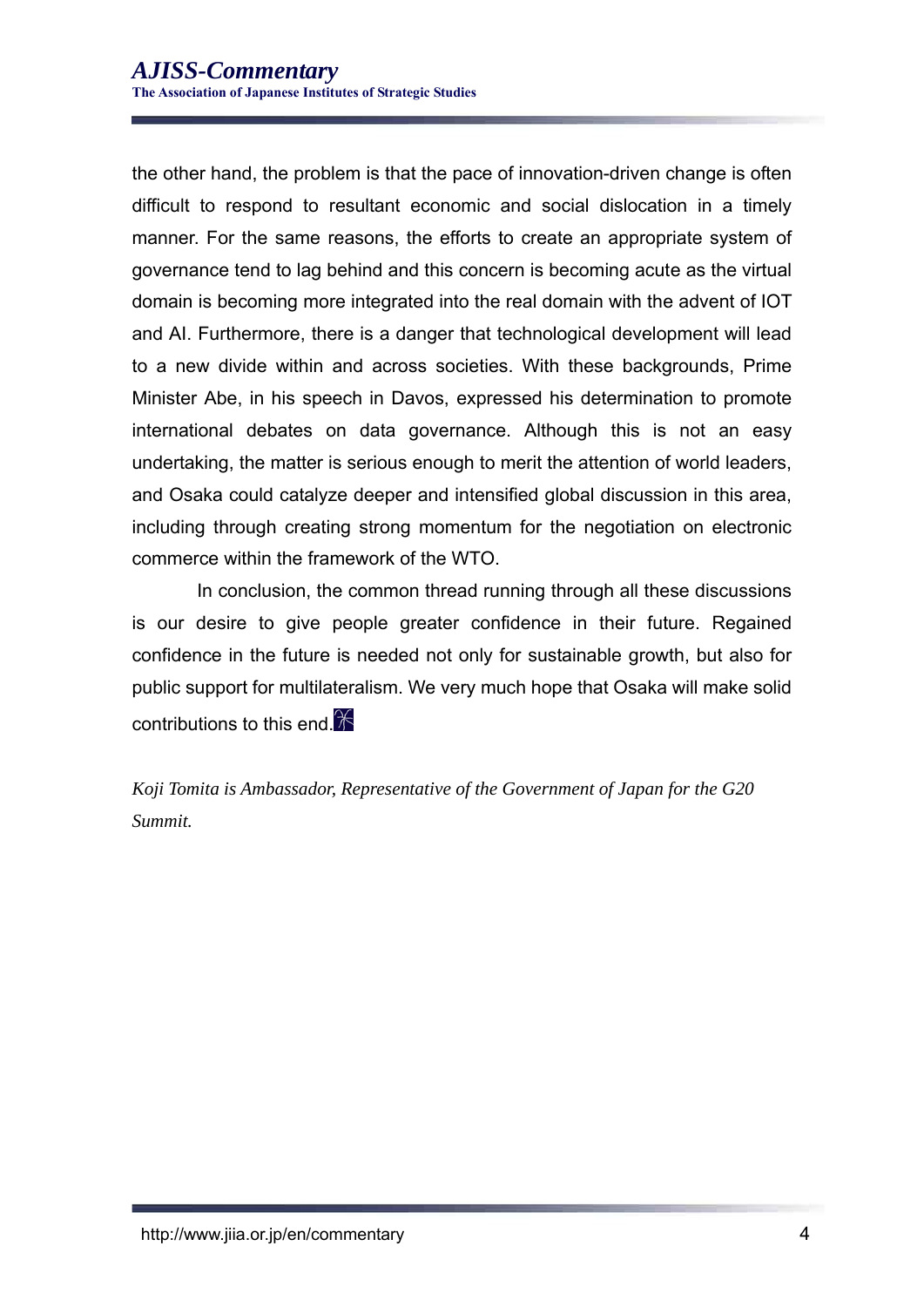the other hand, the problem is that the pace of innovation-driven change is often difficult to respond to resultant economic and social dislocation in a timely manner. For the same reasons, the efforts to create an appropriate system of governance tend to lag behind and this concern is becoming acute as the virtual domain is becoming more integrated into the real domain with the advent of IOT and AI. Furthermore, there is a danger that technological development will lead to a new divide within and across societies. With these backgrounds, Prime Minister Abe, in his speech in Davos, expressed his determination to promote international debates on data governance. Although this is not an easy undertaking, the matter is serious enough to merit the attention of world leaders, and Osaka could catalyze deeper and intensified global discussion in this area, including through creating strong momentum for the negotiation on electronic commerce within the framework of the WTO.

In conclusion, the common thread running through all these discussions is our desire to give people greater confidence in their future. Regained confidence in the future is needed not only for sustainable growth, but also for public support for multilateralism. We very much hope that Osaka will make solid contributions to this end.

*Koji Tomita is Ambassador, Representative of the Government of Japan for the G20 Summit.*